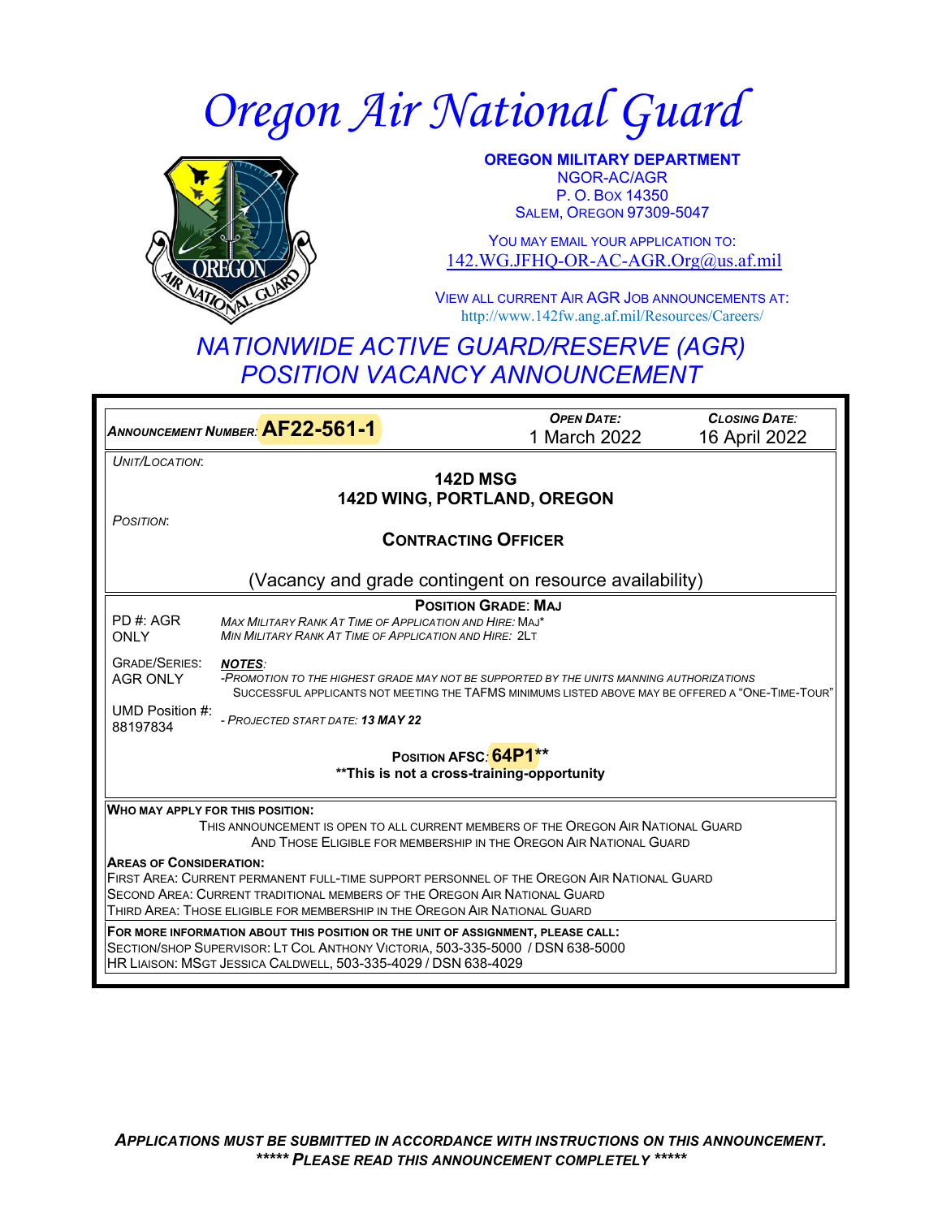# Oregon Air National Guard

**OREGON MILITARY DEPARTMENT**
NGOR-AC/AGR
P. O. BOX 14350
SALEM, OREGON 97309-5047

YOU MAY EMAIL YOUR APPLICATION TO:
142.WG.JFHQ-OR-AC-AGR.Org@us.af.mil

VIEW ALL CURRENT AIR AGR JOB ANNOUNCEMENTS AT:
http://www.142fw.ang.af.mil/Resources/Careers/

## NATIONWIDE ACTIVE GUARD/RESERVE (AGR) POSITION VACANCY ANNOUNCEMENT

| *ANNOUNCEMENT NUMBER:* **AF22-561-1** | *OPEN DATE:* 1 March 2022 | *CLOSING DATE:* 16 April 2022 |
|---|---|---|

*UNIT/LOCATION:*

**142D MSG**
**142D WING, PORTLAND, OREGON**

*POSITION:*

**CONTRACTING OFFICER**

(Vacancy and grade contingent on resource availability)

**POSITION GRADE: MAJ**

PD #: AGR ONLY

*MAX MILITARY RANK AT TIME OF APPLICATION AND HIRE: MAJ**
*MIN MILITARY RANK AT TIME OF APPLICATION AND HIRE: 2LT*

GRADE/SERIES: AGR ONLY

***NOTES:***
*-PROMOTION TO THE HIGHEST GRADE MAY NOT BE SUPPORTED BY THE UNITS MANNING AUTHORIZATIONS*
SUCCESSFUL APPLICANTS NOT MEETING THE TAFMS MINIMUMS LISTED ABOVE MAY BE OFFERED A "ONE-TIME-TOUR"

UMD Position #: 88197834

*- PROJECTED START DATE: **13 MAY 22***

**POSITION AFSC: 64P1****
****This is not a cross-training-opportunity**

**WHO MAY APPLY FOR THIS POSITION:**
THIS ANNOUNCEMENT IS OPEN TO ALL CURRENT MEMBERS OF THE OREGON AIR NATIONAL GUARD AND THOSE ELIGIBLE FOR MEMBERSHIP IN THE OREGON AIR NATIONAL GUARD

**AREAS OF CONSIDERATION:**
FIRST AREA: CURRENT PERMANENT FULL-TIME SUPPORT PERSONNEL OF THE OREGON AIR NATIONAL GUARD
SECOND AREA: CURRENT TRADITIONAL MEMBERS OF THE OREGON AIR NATIONAL GUARD
THIRD AREA: THOSE ELIGIBLE FOR MEMBERSHIP IN THE OREGON AIR NATIONAL GUARD

**FOR MORE INFORMATION ABOUT THIS POSITION OR THE UNIT OF ASSIGNMENT, PLEASE CALL:**
SECTION/SHOP SUPERVISOR: LT COL ANTHONY VICTORIA, 503-335-5000 / DSN 638-5000
HR LIAISON: MSGT JESSICA CALDWELL, 503-335-4029 / DSN 638-4029

***APPLICATIONS MUST BE SUBMITTED IN ACCORDANCE WITH INSTRUCTIONS ON THIS ANNOUNCEMENT.***
***\*\*\*\*\* PLEASE READ THIS ANNOUNCEMENT COMPLETELY \*\*\*\*\****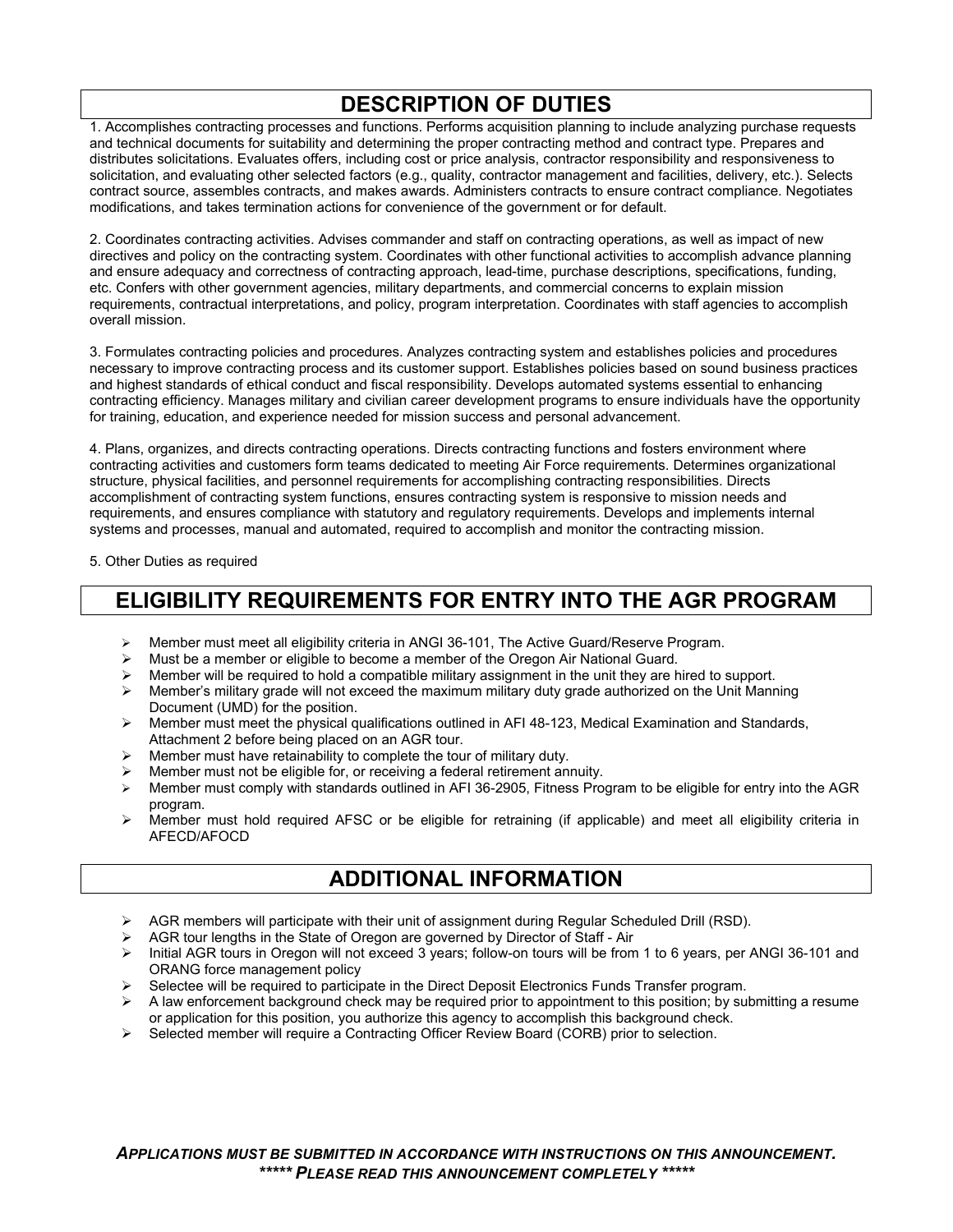## DESCRIPTION OF DUTIES

1. Accomplishes contracting processes and functions. Performs acquisition planning to include analyzing purchase requests and technical documents for suitability and determining the proper contracting method and contract type. Prepares and distributes solicitations. Evaluates offers, including cost or price analysis, contractor responsibility and responsiveness to solicitation, and evaluating other selected factors (e.g., quality, contractor management and facilities, delivery, etc.). Selects contract source, assembles contracts, and makes awards. Administers contracts to ensure contract compliance. Negotiates modifications, and takes termination actions for convenience of the government or for default.

2. Coordinates contracting activities. Advises commander and staff on contracting operations, as well as impact of new directives and policy on the contracting system. Coordinates with other functional activities to accomplish advance planning and ensure adequacy and correctness of contracting approach, lead-time, purchase descriptions, specifications, funding, etc. Confers with other government agencies, military departments, and commercial concerns to explain mission requirements, contractual interpretations, and policy, program interpretation. Coordinates with staff agencies to accomplish overall mission.

3. Formulates contracting policies and procedures. Analyzes contracting system and establishes policies and procedures necessary to improve contracting process and its customer support. Establishes policies based on sound business practices and highest standards of ethical conduct and fiscal responsibility. Develops automated systems essential to enhancing contracting efficiency. Manages military and civilian career development programs to ensure individuals have the opportunity for training, education, and experience needed for mission success and personal advancement.

4. Plans, organizes, and directs contracting operations. Directs contracting functions and fosters environment where contracting activities and customers form teams dedicated to meeting Air Force requirements. Determines organizational structure, physical facilities, and personnel requirements for accomplishing contracting responsibilities. Directs accomplishment of contracting system functions, ensures contracting system is responsive to mission needs and requirements, and ensures compliance with statutory and regulatory requirements. Develops and implements internal systems and processes, manual and automated, required to accomplish and monitor the contracting mission.

5. Other Duties as required

## ELIGIBILITY REQUIREMENTS FOR ENTRY INTO THE AGR PROGRAM

- Member must meet all eligibility criteria in ANGI 36-101, The Active Guard/Reserve Program.
- Must be a member or eligible to become a member of the Oregon Air National Guard.
- Member will be required to hold a compatible military assignment in the unit they are hired to support.
- Member's military grade will not exceed the maximum military duty grade authorized on the Unit Manning Document (UMD) for the position.
- Member must meet the physical qualifications outlined in AFI 48-123, Medical Examination and Standards, Attachment 2 before being placed on an AGR tour.
- Member must have retainability to complete the tour of military duty.
- Member must not be eligible for, or receiving a federal retirement annuity.
- Member must comply with standards outlined in AFI 36-2905, Fitness Program to be eligible for entry into the AGR program.
- Member must hold required AFSC or be eligible for retraining (if applicable) and meet all eligibility criteria in AFECD/AFOCD

## ADDITIONAL INFORMATION

- AGR members will participate with their unit of assignment during Regular Scheduled Drill (RSD).
- AGR tour lengths in the State of Oregon are governed by Director of Staff - Air
- Initial AGR tours in Oregon will not exceed 3 years; follow-on tours will be from 1 to 6 years, per ANGI 36-101 and ORANG force management policy
- Selectee will be required to participate in the Direct Deposit Electronics Funds Transfer program.
- A law enforcement background check may be required prior to appointment to this position; by submitting a resume or application for this position, you authorize this agency to accomplish this background check.
- Selected member will require a Contracting Officer Review Board (CORB) prior to selection.

***APPLICATIONS MUST BE SUBMITTED IN ACCORDANCE WITH INSTRUCTIONS ON THIS ANNOUNCEMENT.***

***\*\*\*\*\* PLEASE READ THIS ANNOUNCEMENT COMPLETELY \*\*\*\*\****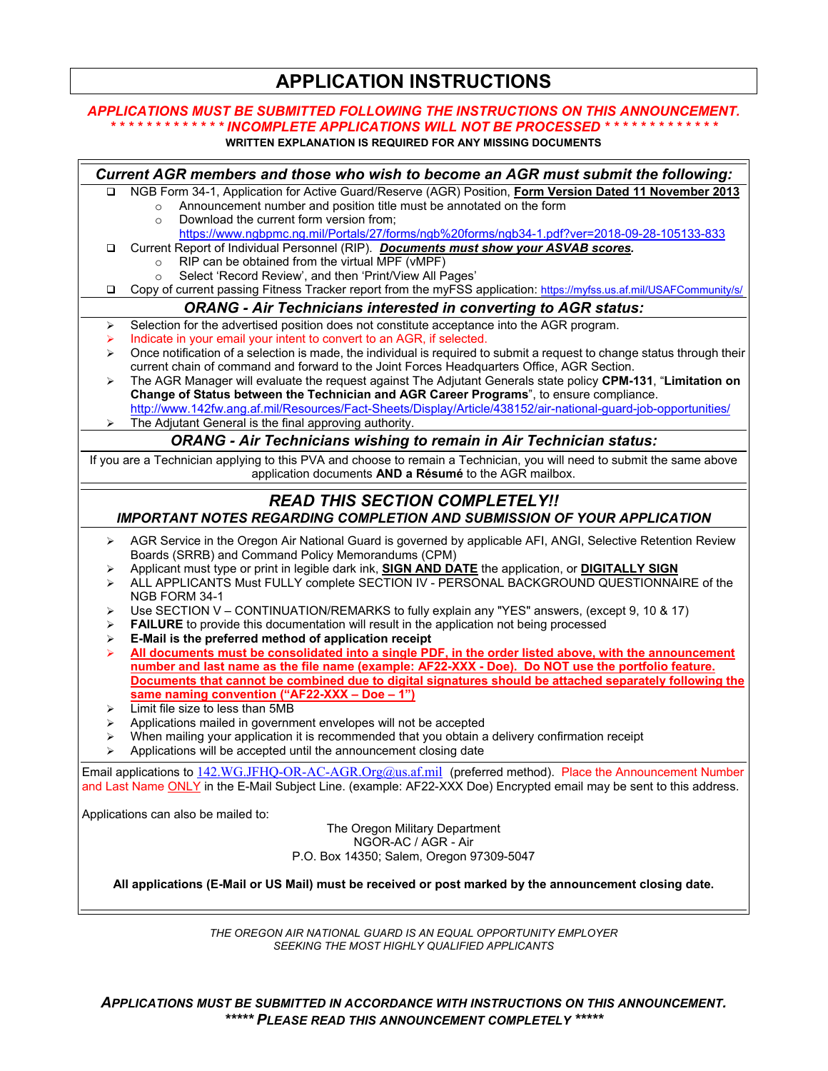# APPLICATION INSTRUCTIONS

***APPLICATIONS MUST BE SUBMITTED FOLLOWING THE INSTRUCTIONS ON THIS ANNOUNCEMENT.***
***\* \* \* \* \* \* \* \* \* \* \* \* \* INCOMPLETE APPLICATIONS WILL NOT BE PROCESSED \* \* \* \* \* \* \* \* \* \* \* \* \****

**WRITTEN EXPLANATION IS REQUIRED FOR ANY MISSING DOCUMENTS**

### *Current AGR members and those who wish to become an AGR must submit the following:*

- ❑ NGB Form 34-1, Application for Active Guard/Reserve (AGR) Position, **Form Version Dated 11 November 2013**
  - Announcement number and position title must be annotated on the form
  - Download the current form version from; https://www.ngbpmc.ng.mil/Portals/27/forms/ngb%20forms/ngb34-1.pdf?ver=2018-09-28-105133-833
- ❑ Current Report of Individual Personnel (RIP). ***Documents must show your ASVAB scores.***
  - RIP can be obtained from the virtual MPF (vMPF)
  - Select 'Record Review', and then 'Print/View All Pages'
- ❑ Copy of current passing Fitness Tracker report from the myFSS application: https://myfss.us.af.mil/USAFCommunity/s/

### *ORANG - Air Technicians interested in converting to AGR status:*

- Selection for the advertised position does not constitute acceptance into the AGR program.
- Indicate in your email your intent to convert to an AGR, if selected.
- Once notification of a selection is made, the individual is required to submit a request to change status through their current chain of command and forward to the Joint Forces Headquarters Office, AGR Section.
- The AGR Manager will evaluate the request against The Adjutant Generals state policy **CPM-131**, "**Limitation on Change of Status between the Technician and AGR Career Programs**", to ensure compliance. http://www.142fw.ang.af.mil/Resources/Fact-Sheets/Display/Article/438152/air-national-guard-job-opportunities/
- The Adjutant General is the final approving authority.

### *ORANG - Air Technicians wishing to remain in Air Technician status:*

If you are a Technician applying to this PVA and choose to remain a Technician, you will need to submit the same above application documents **AND a Résumé** to the AGR mailbox.

### *READ THIS SECTION COMPLETELY!!*
### *IMPORTANT NOTES REGARDING COMPLETION AND SUBMISSION OF YOUR APPLICATION*

- AGR Service in the Oregon Air National Guard is governed by applicable AFI, ANGI, Selective Retention Review Boards (SRRB) and Command Policy Memorandums (CPM)
- Applicant must type or print in legible dark ink, **SIGN AND DATE** the application, or **DIGITALLY SIGN**
- ALL APPLICANTS Must FULLY complete SECTION IV - PERSONAL BACKGROUND QUESTIONNAIRE of the NGB FORM 34-1
- Use SECTION V – CONTINUATION/REMARKS to fully explain any "YES" answers, (except 9, 10 & 17)
- **FAILURE** to provide this documentation will result in the application not being processed
- **E-Mail is the preferred method of application receipt**
- **All documents must be consolidated into a single PDF, in the order listed above, with the announcement number and last name as the file name (example: AF22-XXX - Doe). Do NOT use the portfolio feature. Documents that cannot be combined due to digital signatures should be attached separately following the same naming convention ("AF22-XXX – Doe – 1")**
- Limit file size to less than 5MB
- Applications mailed in government envelopes will not be accepted
- When mailing your application it is recommended that you obtain a delivery confirmation receipt
- Applications will be accepted until the announcement closing date

Email applications to 142.WG.JFHQ-OR-AC-AGR.Org@us.af.mil (preferred method). Place the Announcement Number and Last Name ONLY in the E-Mail Subject Line. (example: AF22-XXX Doe) Encrypted email may be sent to this address.

Applications can also be mailed to:

The Oregon Military Department
NGOR-AC / AGR - Air
P.O. Box 14350; Salem, Oregon 97309-5047

**All applications (E-Mail or US Mail) must be received or post marked by the announcement closing date.**

*THE OREGON AIR NATIONAL GUARD IS AN EQUAL OPPORTUNITY EMPLOYER*
*SEEKING THE MOST HIGHLY QUALIFIED APPLICANTS*

***APPLICATIONS MUST BE SUBMITTED IN ACCORDANCE WITH INSTRUCTIONS ON THIS ANNOUNCEMENT.***
***\*\*\*\*\* PLEASE READ THIS ANNOUNCEMENT COMPLETELY \*\*\*\*\****